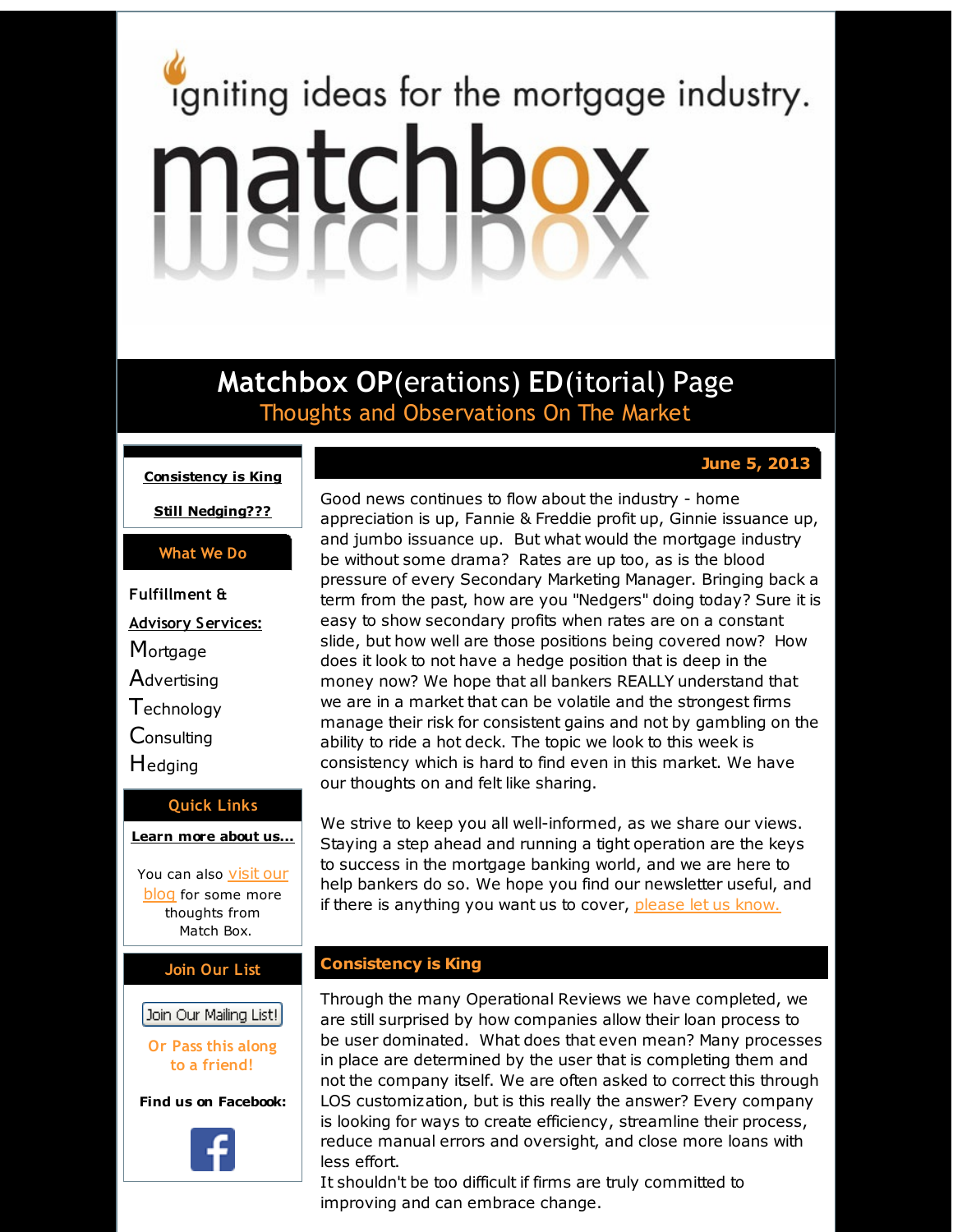igniting ideas for the mortgage industry.

# matchbox

## Matchbox OP(erations) ED(itorial) Page

Thoughts and Observations On The Market

**Consistency is King**

**Still Nedging???**

### What We Do

**Fulfillment & Advisory Services:**

Mortgage
Advertising
Technology
Consulting
Hedging

### Quick Links

**Learn more about us...**

You can also visit our blog for some more thoughts from Match Box.

### Join Our List

Join Our Mailing List!

Or Pass this along to a friend!

**Find us on Facebook:**

**June 5, 2013**

Good news continues to flow about the industry - home appreciation is up, Fannie & Freddie profit up, Ginnie issuance up, and jumbo issuance up. But what would the mortgage industry be without some drama? Rates are up too, as is the blood pressure of every Secondary Marketing Manager. Bringing back a term from the past, how are you "Nedgers" doing today? Sure it is easy to show secondary profits when rates are on a constant slide, but how well are those positions being covered now? How does it look to not have a hedge position that is deep in the money now? We hope that all bankers REALLY understand that we are in a market that can be volatile and the strongest firms manage their risk for consistent gains and not by gambling on the ability to ride a hot deck. The topic we look to this week is consistency which is hard to find even in this market. We have our thoughts on and felt like sharing.

We strive to keep you all well-informed, as we share our views. Staying a step ahead and running a tight operation are the keys to success in the mortgage banking world, and we are here to help bankers do so. We hope you find our newsletter useful, and if there is anything you want us to cover, please let us know.

## Consistency is King

Through the many Operational Reviews we have completed, we are still surprised by how companies allow their loan process to be user dominated. What does that even mean? Many processes in place are determined by the user that is completing them and not the company itself. We are often asked to correct this through LOS customization, but is this really the answer? Every company is looking for ways to create efficiency, streamline their process, reduce manual errors and oversight, and close more loans with less effort.
It shouldn't be too difficult if firms are truly committed to improving and can embrace change.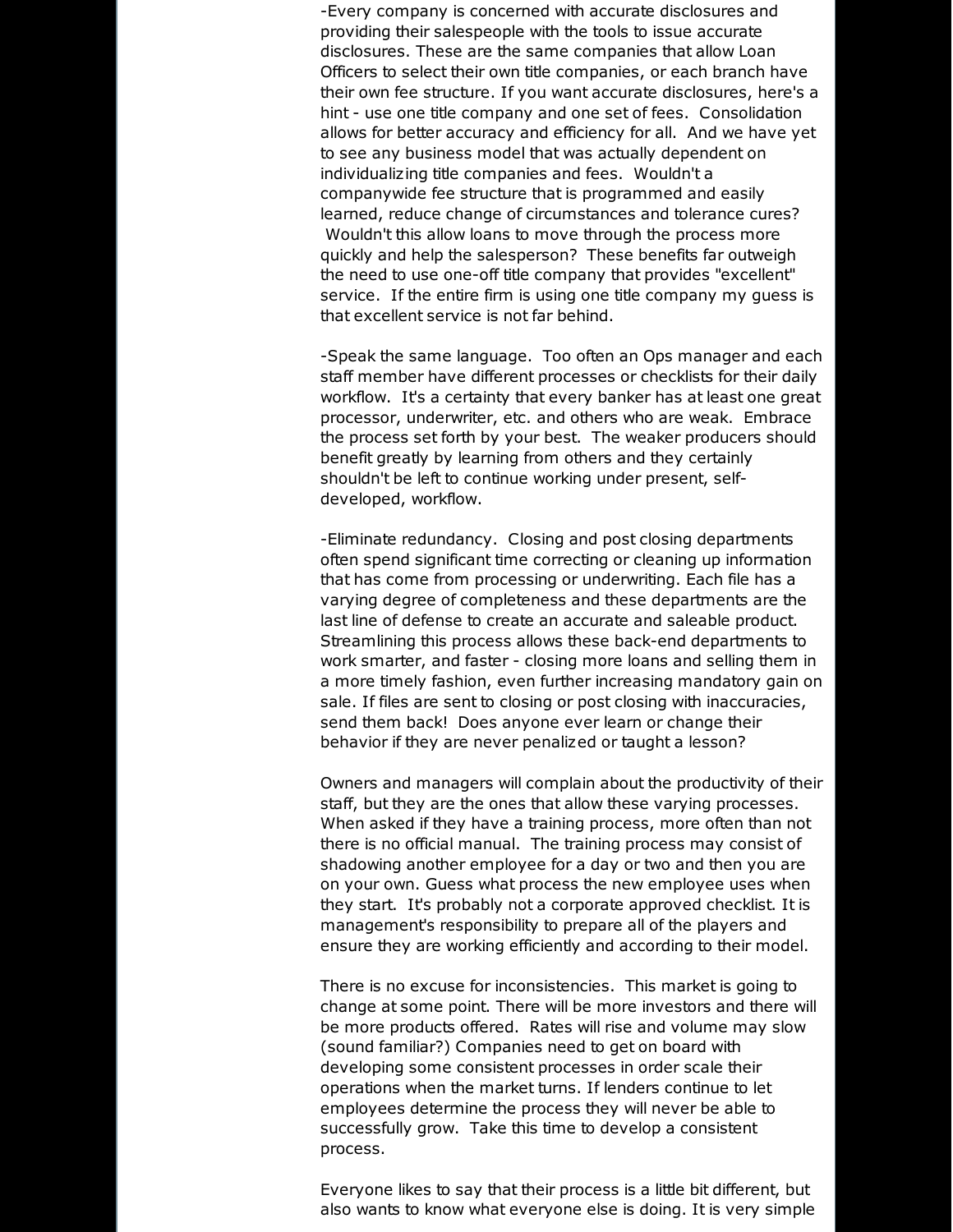-Every company is concerned with accurate disclosures and providing their salespeople with the tools to issue accurate disclosures. These are the same companies that allow Loan Officers to select their own title companies, or each branch have their own fee structure. If you want accurate disclosures, here's a hint - use one title company and one set of fees. Consolidation allows for better accuracy and efficiency for all. And we have yet to see any business model that was actually dependent on individualizing title companies and fees. Wouldn't a companywide fee structure that is programmed and easily learned, reduce change of circumstances and tolerance cures? Wouldn't this allow loans to move through the process more quickly and help the salesperson? These benefits far outweigh the need to use one-off title company that provides "excellent" service. If the entire firm is using one title company my guess is that excellent service is not far behind.

-Speak the same language. Too often an Ops manager and each staff member have different processes or checklists for their daily workflow. It's a certainty that every banker has at least one great processor, underwriter, etc. and others who are weak. Embrace the process set forth by your best. The weaker producers should benefit greatly by learning from others and they certainly shouldn't be left to continue working under present, self-developed, workflow.

-Eliminate redundancy. Closing and post closing departments often spend significant time correcting or cleaning up information that has come from processing or underwriting. Each file has a varying degree of completeness and these departments are the last line of defense to create an accurate and saleable product. Streamlining this process allows these back-end departments to work smarter, and faster - closing more loans and selling them in a more timely fashion, even further increasing mandatory gain on sale. If files are sent to closing or post closing with inaccuracies, send them back! Does anyone ever learn or change their behavior if they are never penalized or taught a lesson?

Owners and managers will complain about the productivity of their staff, but they are the ones that allow these varying processes. When asked if they have a training process, more often than not there is no official manual. The training process may consist of shadowing another employee for a day or two and then you are on your own. Guess what process the new employee uses when they start. It's probably not a corporate approved checklist. It is management's responsibility to prepare all of the players and ensure they are working efficiently and according to their model.

There is no excuse for inconsistencies. This market is going to change at some point. There will be more investors and there will be more products offered. Rates will rise and volume may slow (sound familiar?) Companies need to get on board with developing some consistent processes in order scale their operations when the market turns. If lenders continue to let employees determine the process they will never be able to successfully grow. Take this time to develop a consistent process.

Everyone likes to say that their process is a little bit different, but also wants to know what everyone else is doing. It is very simple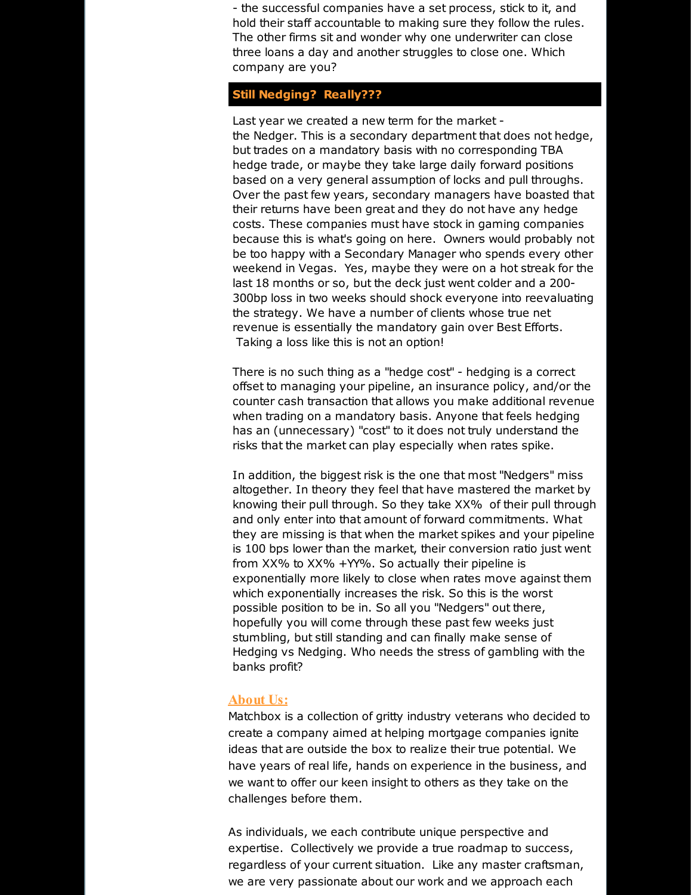- the successful companies have a set process, stick to it, and hold their staff accountable to making sure they follow the rules. The other firms sit and wonder why one underwriter can close three loans a day and another struggles to close one. Which company are you?

## Still Nedging? Really???

Last year we created a new term for the market - the Nedger. This is a secondary department that does not hedge, but trades on a mandatory basis with no corresponding TBA hedge trade, or maybe they take large daily forward positions based on a very general assumption of locks and pull throughs. Over the past few years, secondary managers have boasted that their returns have been great and they do not have any hedge costs. These companies must have stock in gaming companies because this is what's going on here. Owners would probably not be too happy with a Secondary Manager who spends every other weekend in Vegas. Yes, maybe they were on a hot streak for the last 18 months or so, but the deck just went colder and a 200-300bp loss in two weeks should shock everyone into reevaluating the strategy. We have a number of clients whose true net revenue is essentially the mandatory gain over Best Efforts. Taking a loss like this is not an option!

There is no such thing as a "hedge cost" - hedging is a correct offset to managing your pipeline, an insurance policy, and/or the counter cash transaction that allows you make additional revenue when trading on a mandatory basis. Anyone that feels hedging has an (unnecessary) "cost" to it does not truly understand the risks that the market can play especially when rates spike.

In addition, the biggest risk is the one that most "Nedgers" miss altogether. In theory they feel that have mastered the market by knowing their pull through. So they take XX% of their pull through and only enter into that amount of forward commitments. What they are missing is that when the market spikes and your pipeline is 100 bps lower than the market, their conversion ratio just went from XX% to XX% +YY%. So actually their pipeline is exponentially more likely to close when rates move against them which exponentially increases the risk. So this is the worst possible position to be in. So all you "Nedgers" out there, hopefully you will come through these past few weeks just stumbling, but still standing and can finally make sense of Hedging vs Nedging. Who needs the stress of gambling with the banks profit?

## About Us:

Matchbox is a collection of gritty industry veterans who decided to create a company aimed at helping mortgage companies ignite ideas that are outside the box to realize their true potential. We have years of real life, hands on experience in the business, and we want to offer our keen insight to others as they take on the challenges before them.

As individuals, we each contribute unique perspective and expertise. Collectively we provide a true roadmap to success, regardless of your current situation. Like any master craftsman, we are very passionate about our work and we approach each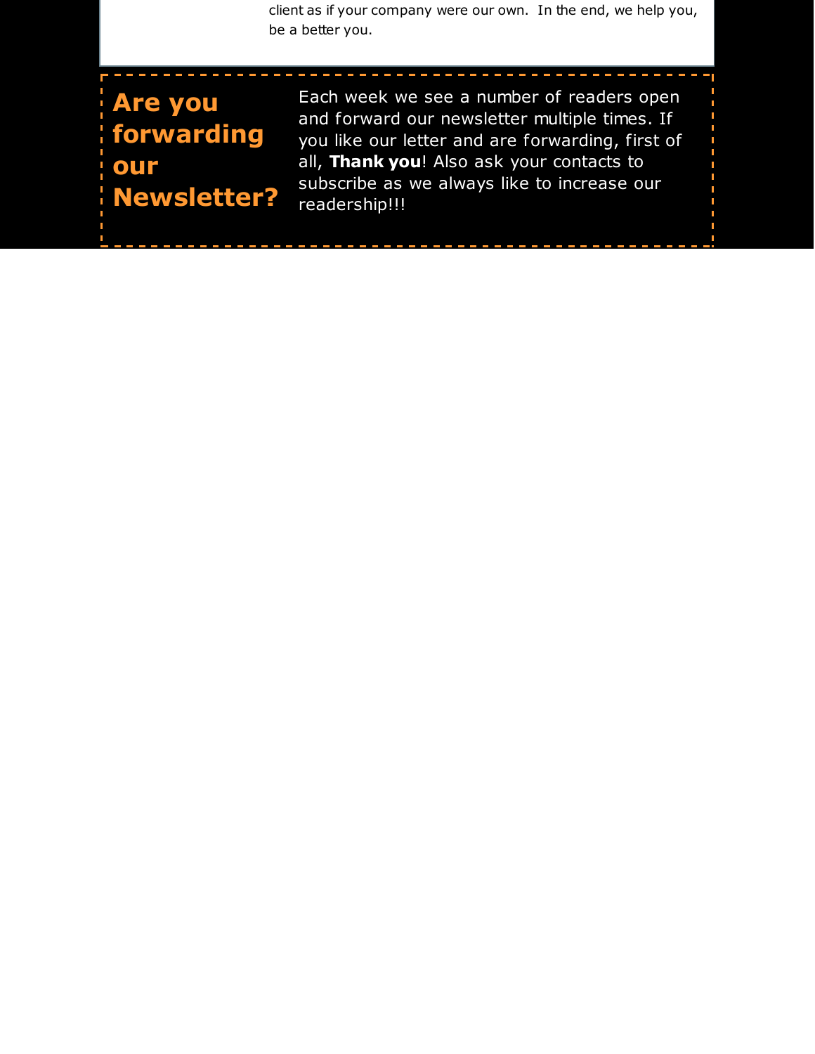client as if your company were our own. In the end, we help you, be a better you.

## Are you forwarding our Newsletter?

Each week we see a number of readers open and forward our newsletter multiple times. If you like our letter and are forwarding, first of all, **Thank you**! Also ask your contacts to subscribe as we always like to increase our readership!!!